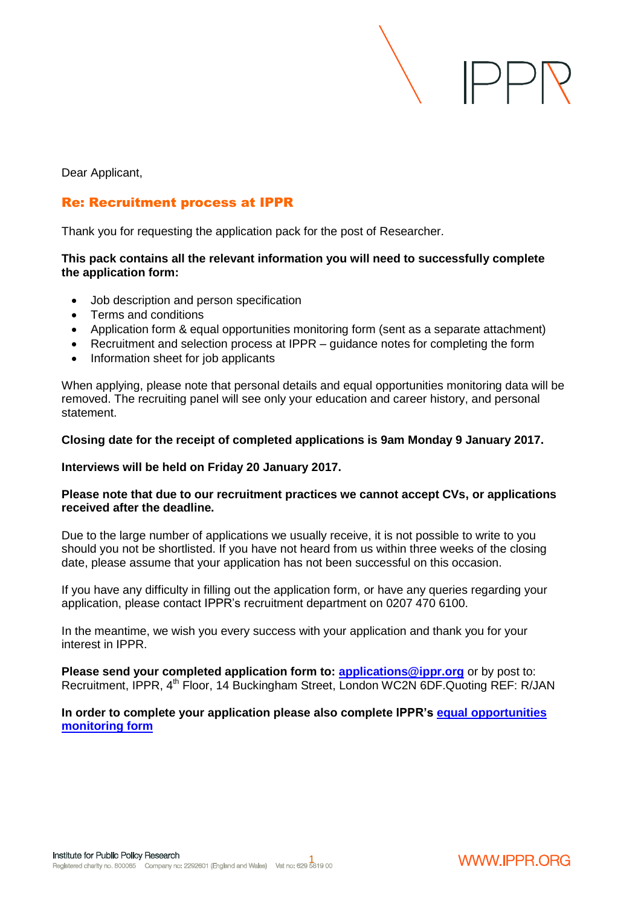Dear Applicant,

## Re: Recruitment process at IPPR

Thank you for requesting the application pack for the post of Researcher.

**This pack contains all the relevant information you will need to successfully complete the application form:**

- Job description and person specification
- Terms and conditions
- Application form & equal opportunities monitoring form (sent as a separate attachment)
- Recruitment and selection process at IPPR – guidance notes for completing the form
- Information sheet for job applicants

When applying, please note that personal details and equal opportunities monitoring data will be removed. The recruiting panel will see only your education and career history, and personal statement.

**Closing date for the receipt of completed applications is 9am Monday 9 January 2017.**

**Interviews will be held on Friday 20 January 2017.**

**Please note that due to our recruitment practices we cannot accept CVs, or applications received after the deadline.**

Due to the large number of applications we usually receive, it is not possible to write to you should you not be shortlisted. If you have not heard from us within three weeks of the closing date, please assume that your application has not been successful on this occasion.

If you have any difficulty in filling out the application form, or have any queries regarding your application, please contact IPPR's recruitment department on 0207 470 6100.

In the meantime, we wish you every success with your application and thank you for your interest in IPPR.

**Please send your completed application form to:** **applications@ippr.org** or by post to: Recruitment, IPPR, 4th Floor, 14 Buckingham Street, London WC2N 6DF.Quoting REF: R/JAN

**In order to complete your application please also complete IPPR's equal opportunities monitoring form**

Institute for Public Policy Research
Registered charity no. 800065 Company no: 2292601 (England and Wales) Vat no: 629 5819 00

WWW.IPPR.ORG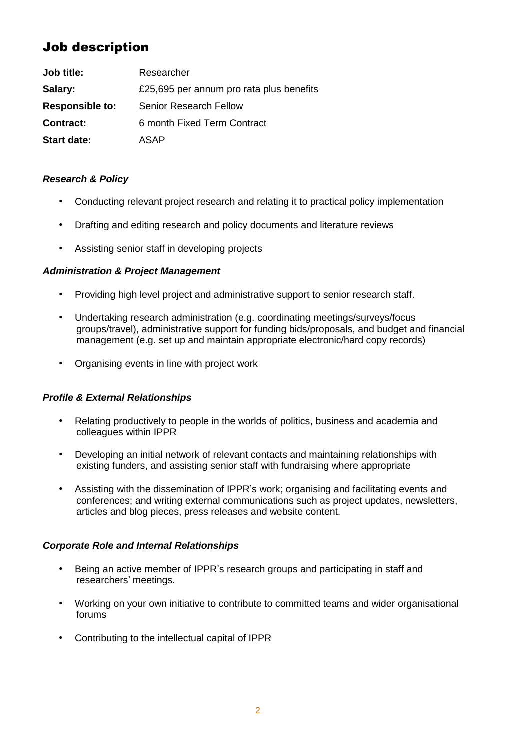# Job description

| | |
|---|---|
| **Job title:** | Researcher |
| **Salary:** | £25,695 per annum pro rata plus benefits |
| **Responsible to:** | Senior Research Fellow |
| **Contract:** | 6 month Fixed Term Contract |
| **Start date:** | ASAP |

***Research & Policy***

- Conducting relevant project research and relating it to practical policy implementation
- Drafting and editing research and policy documents and literature reviews
- Assisting senior staff in developing projects

***Administration & Project Management***

- Providing high level project and administrative support to senior research staff.
- Undertaking research administration (e.g. coordinating meetings/surveys/focus groups/travel), administrative support for funding bids/proposals, and budget and financial management (e.g. set up and maintain appropriate electronic/hard copy records)
- Organising events in line with project work

***Profile & External Relationships***

- Relating productively to people in the worlds of politics, business and academia and colleagues within IPPR
- Developing an initial network of relevant contacts and maintaining relationships with existing funders, and assisting senior staff with fundraising where appropriate
- Assisting with the dissemination of IPPR's work; organising and facilitating events and conferences; and writing external communications such as project updates, newsletters, articles and blog pieces, press releases and website content.

***Corporate Role and Internal Relationships***

- Being an active member of IPPR's research groups and participating in staff and researchers' meetings.
- Working on your own initiative to contribute to committed teams and wider organisational forums
- Contributing to the intellectual capital of IPPR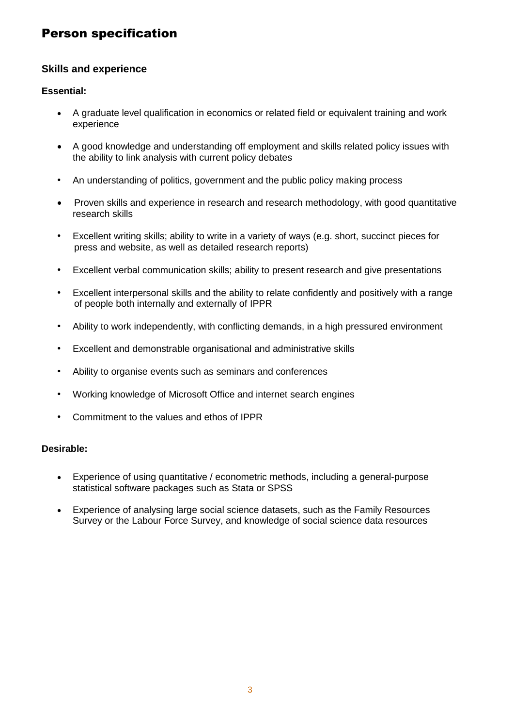# Person specification

### Skills and experience

**Essential:**

- A graduate level qualification in economics or related field or equivalent training and work experience
- A good knowledge and understanding off employment and skills related policy issues with the ability to link analysis with current policy debates
- An understanding of politics, government and the public policy making process
- Proven skills and experience in research and research methodology, with good quantitative research skills
- Excellent writing skills; ability to write in a variety of ways (e.g. short, succinct pieces for press and website, as well as detailed research reports)
- Excellent verbal communication skills; ability to present research and give presentations
- Excellent interpersonal skills and the ability to relate confidently and positively with a range of people both internally and externally of IPPR
- Ability to work independently, with conflicting demands, in a high pressured environment
- Excellent and demonstrable organisational and administrative skills
- Ability to organise events such as seminars and conferences
- Working knowledge of Microsoft Office and internet search engines
- Commitment to the values and ethos of IPPR

**Desirable:**

- Experience of using quantitative / econometric methods, including a general-purpose statistical software packages such as Stata or SPSS
- Experience of analysing large social science datasets, such as the Family Resources Survey or the Labour Force Survey, and knowledge of social science data resources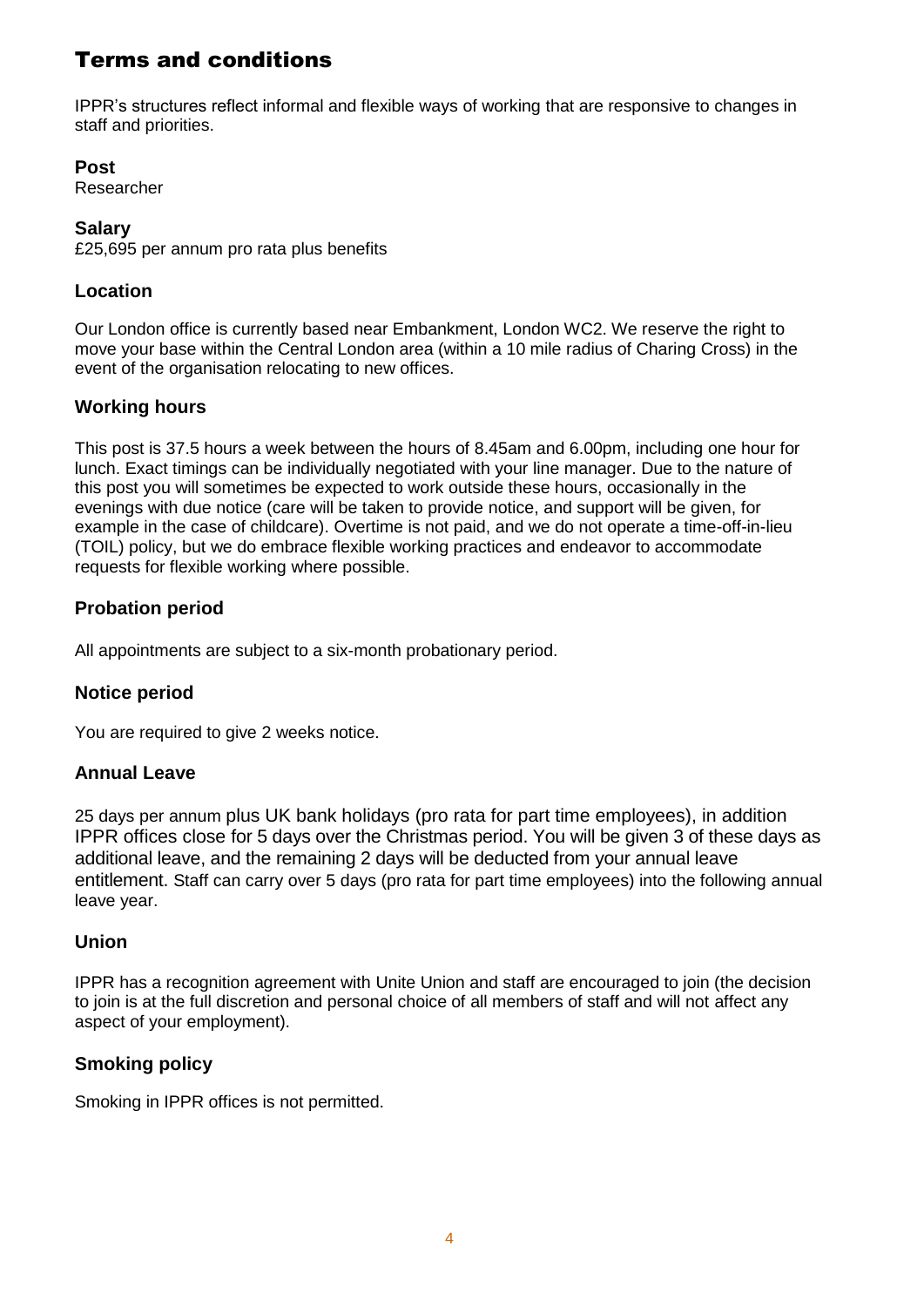# Terms and conditions

IPPR's structures reflect informal and flexible ways of working that are responsive to changes in staff and priorities.

### Post

Researcher

### Salary

£25,695 per annum pro rata plus benefits

### Location

Our London office is currently based near Embankment, London WC2. We reserve the right to move your base within the Central London area (within a 10 mile radius of Charing Cross) in the event of the organisation relocating to new offices.

### Working hours

This post is 37.5 hours a week between the hours of 8.45am and 6.00pm, including one hour for lunch. Exact timings can be individually negotiated with your line manager. Due to the nature of this post you will sometimes be expected to work outside these hours, occasionally in the evenings with due notice (care will be taken to provide notice, and support will be given, for example in the case of childcare). Overtime is not paid, and we do not operate a time-off-in-lieu (TOIL) policy, but we do embrace flexible working practices and endeavor to accommodate requests for flexible working where possible.

### Probation period

All appointments are subject to a six-month probationary period.

### Notice period

You are required to give 2 weeks notice.

### Annual Leave

25 days per annum plus UK bank holidays (pro rata for part time employees), in addition IPPR offices close for 5 days over the Christmas period. You will be given 3 of these days as additional leave, and the remaining 2 days will be deducted from your annual leave entitlement. Staff can carry over 5 days (pro rata for part time employees) into the following annual leave year.

### Union

IPPR has a recognition agreement with Unite Union and staff are encouraged to join (the decision to join is at the full discretion and personal choice of all members of staff and will not affect any aspect of your employment).

### Smoking policy

Smoking in IPPR offices is not permitted.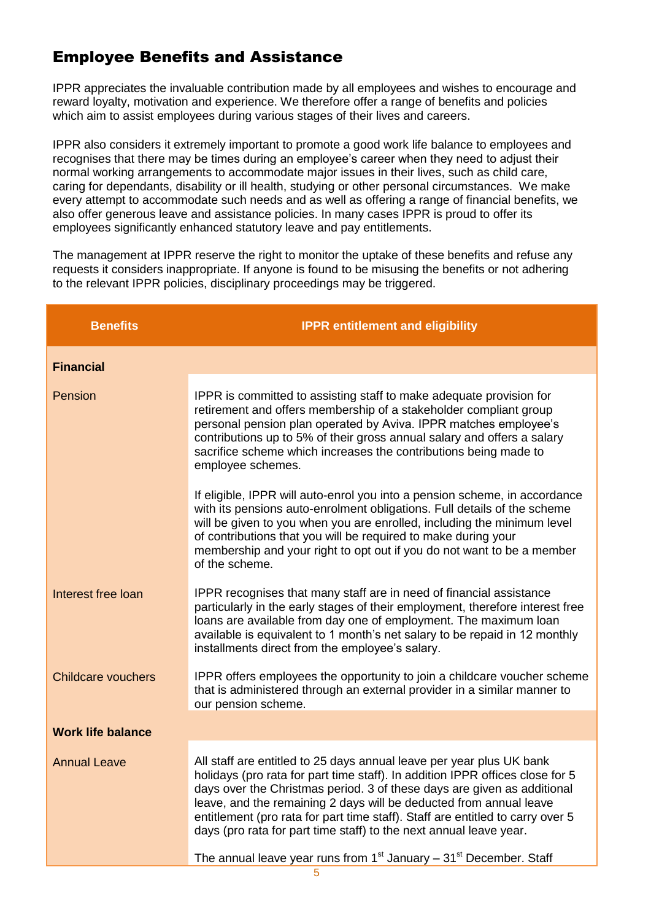## Employee Benefits and Assistance

IPPR appreciates the invaluable contribution made by all employees and wishes to encourage and reward loyalty, motivation and experience. We therefore offer a range of benefits and policies which aim to assist employees during various stages of their lives and careers.

IPPR also considers it extremely important to promote a good work life balance to employees and recognises that there may be times during an employee's career when they need to adjust their normal working arrangements to accommodate major issues in their lives, such as child care, caring for dependants, disability or ill health, studying or other personal circumstances. We make every attempt to accommodate such needs and as well as offering a range of financial benefits, we also offer generous leave and assistance policies. In many cases IPPR is proud to offer its employees significantly enhanced statutory leave and pay entitlements.

The management at IPPR reserve the right to monitor the uptake of these benefits and refuse any requests it considers inappropriate. If anyone is found to be misusing the benefits or not adhering to the relevant IPPR policies, disciplinary proceedings may be triggered.

| Benefits | IPPR entitlement and eligibility |
|---|---|
| **Financial** | |
| Pension | IPPR is committed to assisting staff to make adequate provision for retirement and offers membership of a stakeholder compliant group personal pension plan operated by Aviva. IPPR matches employee's contributions up to 5% of their gross annual salary and offers a salary sacrifice scheme which increases the contributions being made to employee schemes.<br><br>If eligible, IPPR will auto-enrol you into a pension scheme, in accordance with its pensions auto-enrolment obligations. Full details of the scheme will be given to you when you are enrolled, including the minimum level of contributions that you will be required to make during your membership and your right to opt out if you do not want to be a member of the scheme. |
| Interest free loan | IPPR recognises that many staff are in need of financial assistance particularly in the early stages of their employment, therefore interest free loans are available from day one of employment. The maximum loan available is equivalent to 1 month's net salary to be repaid in 12 monthly installments direct from the employee's salary. |
| Childcare vouchers | IPPR offers employees the opportunity to join a childcare voucher scheme that is administered through an external provider in a similar manner to our pension scheme. |
| **Work life balance** | |
| Annual Leave | All staff are entitled to 25 days annual leave per year plus UK bank holidays (pro rata for part time staff). In addition IPPR offices close for 5 days over the Christmas period. 3 of these days are given as additional leave, and the remaining 2 days will be deducted from annual leave entitlement (pro rata for part time staff). Staff are entitled to carry over 5 days (pro rata for part time staff) to the next annual leave year.<br><br>The annual leave year runs from 1st January – 31st December. Staff |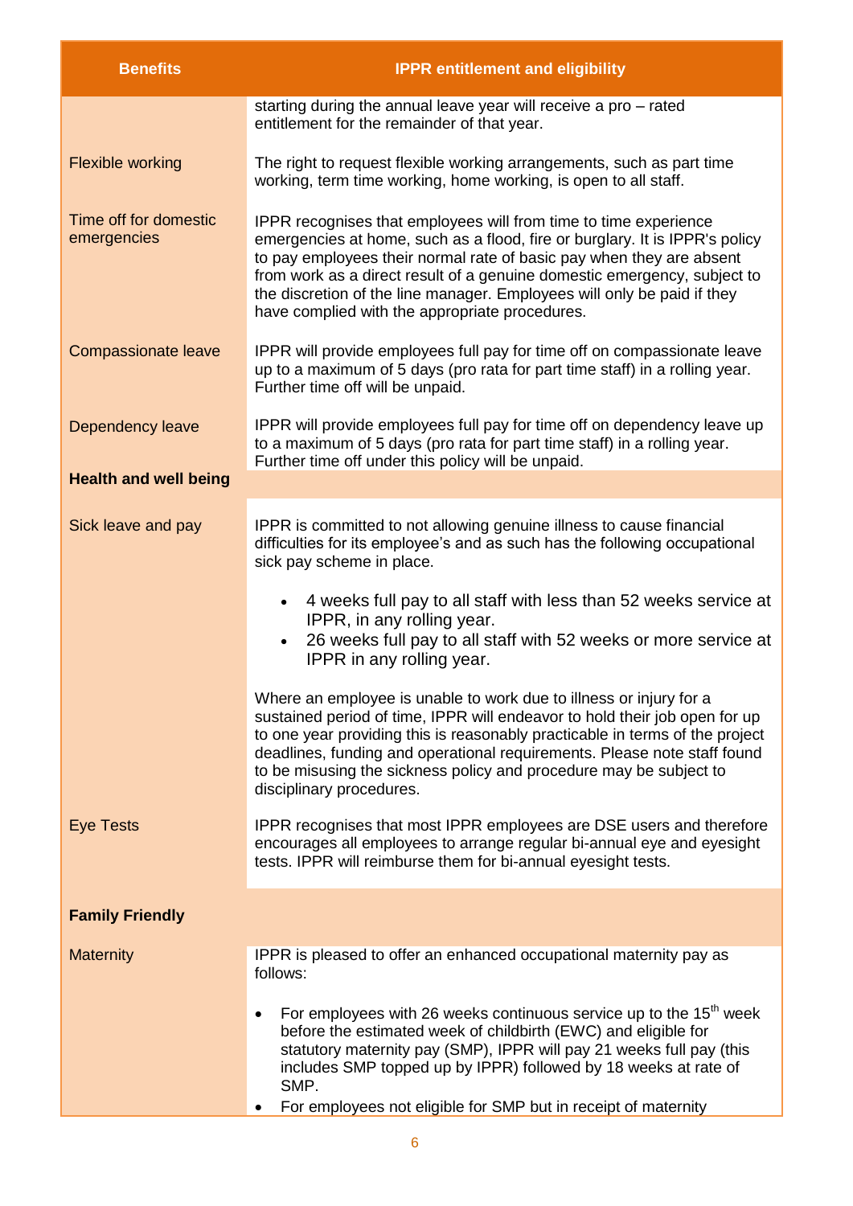| Benefits | IPPR entitlement and eligibility |
|---|---|
| | starting during the annual leave year will receive a pro – rated entitlement for the remainder of that year. |
| Flexible working | The right to request flexible working arrangements, such as part time working, term time working, home working, is open to all staff. |
| Time off for domestic emergencies | IPPR recognises that employees will from time to time experience emergencies at home, such as a flood, fire or burglary. It is IPPR's policy to pay employees their normal rate of basic pay when they are absent from work as a direct result of a genuine domestic emergency, subject to the discretion of the line manager. Employees will only be paid if they have complied with the appropriate procedures. |
| Compassionate leave | IPPR will provide employees full pay for time off on compassionate leave up to a maximum of 5 days (pro rata for part time staff) in a rolling year. Further time off will be unpaid. |
| Dependency leave | IPPR will provide employees full pay for time off on dependency leave up to a maximum of 5 days (pro rata for part time staff) in a rolling year. Further time off under this policy will be unpaid. |
| **Health and well being** | |
| Sick leave and pay | IPPR is committed to not allowing genuine illness to cause financial difficulties for its employee's and as such has the following occupational sick pay scheme in place.<br><br>• 4 weeks full pay to all staff with less than 52 weeks service at IPPR, in any rolling year.<br>• 26 weeks full pay to all staff with 52 weeks or more service at IPPR in any rolling year.<br><br>Where an employee is unable to work due to illness or injury for a sustained period of time, IPPR will endeavor to hold their job open for up to one year providing this is reasonably practicable in terms of the project deadlines, funding and operational requirements. Please note staff found to be misusing the sickness policy and procedure may be subject to disciplinary procedures. |
| Eye Tests | IPPR recognises that most IPPR employees are DSE users and therefore encourages all employees to arrange regular bi-annual eye and eyesight tests. IPPR will reimburse them for bi-annual eyesight tests. |
| **Family Friendly** | |
| Maternity | IPPR is pleased to offer an enhanced occupational maternity pay as follows:<br><br>• For employees with 26 weeks continuous service up to the 15th week before the estimated week of childbirth (EWC) and eligible for statutory maternity pay (SMP), IPPR will pay 21 weeks full pay (this includes SMP topped up by IPPR) followed by 18 weeks at rate of SMP.<br>• For employees not eligible for SMP but in receipt of maternity |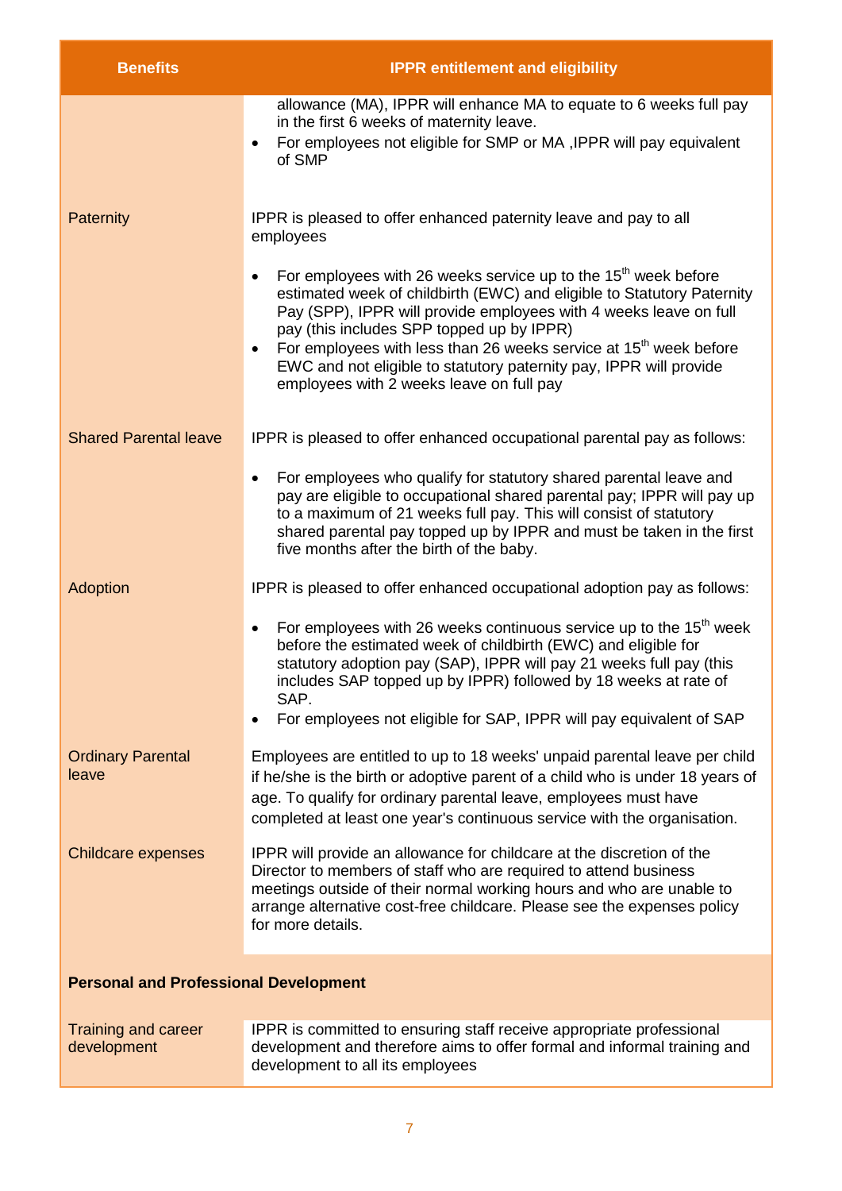| Benefits | IPPR entitlement and eligibility |
|---|---|
| | allowance (MA), IPPR will enhance MA to equate to 6 weeks full pay in the first 6 weeks of maternity leave.<br>• For employees not eligible for SMP or MA ,IPPR will pay equivalent of SMP |
| Paternity | IPPR is pleased to offer enhanced paternity leave and pay to all employees<br><br>• For employees with 26 weeks service up to the 15th week before estimated week of childbirth (EWC) and eligible to Statutory Paternity Pay (SPP), IPPR will provide employees with 4 weeks leave on full pay (this includes SPP topped up by IPPR)<br>• For employees with less than 26 weeks service at 15th week before EWC and not eligible to statutory paternity pay, IPPR will provide employees with 2 weeks leave on full pay |
| Shared Parental leave | IPPR is pleased to offer enhanced occupational parental pay as follows:<br><br>• For employees who qualify for statutory shared parental leave and pay are eligible to occupational shared parental pay; IPPR will pay up to a maximum of 21 weeks full pay. This will consist of statutory shared parental pay topped up by IPPR and must be taken in the first five months after the birth of the baby. |
| Adoption | IPPR is pleased to offer enhanced occupational adoption pay as follows:<br><br>• For employees with 26 weeks continuous service up to the 15th week before the estimated week of childbirth (EWC) and eligible for statutory adoption pay (SAP), IPPR will pay 21 weeks full pay (this includes SAP topped up by IPPR) followed by 18 weeks at rate of SAP.<br>• For employees not eligible for SAP, IPPR will pay equivalent of SAP |
| Ordinary Parental leave | Employees are entitled to up to 18 weeks' unpaid parental leave per child if he/she is the birth or adoptive parent of a child who is under 18 years of age. To qualify for ordinary parental leave, employees must have completed at least one year's continuous service with the organisation. |
| Childcare expenses | IPPR will provide an allowance for childcare at the discretion of the Director to members of staff who are required to attend business meetings outside of their normal working hours and who are unable to arrange alternative cost-free childcare. Please see the expenses policy for more details. |
| **Personal and Professional Development** | |
| Training and career development | IPPR is committed to ensuring staff receive appropriate professional development and therefore aims to offer formal and informal training and development to all its employees |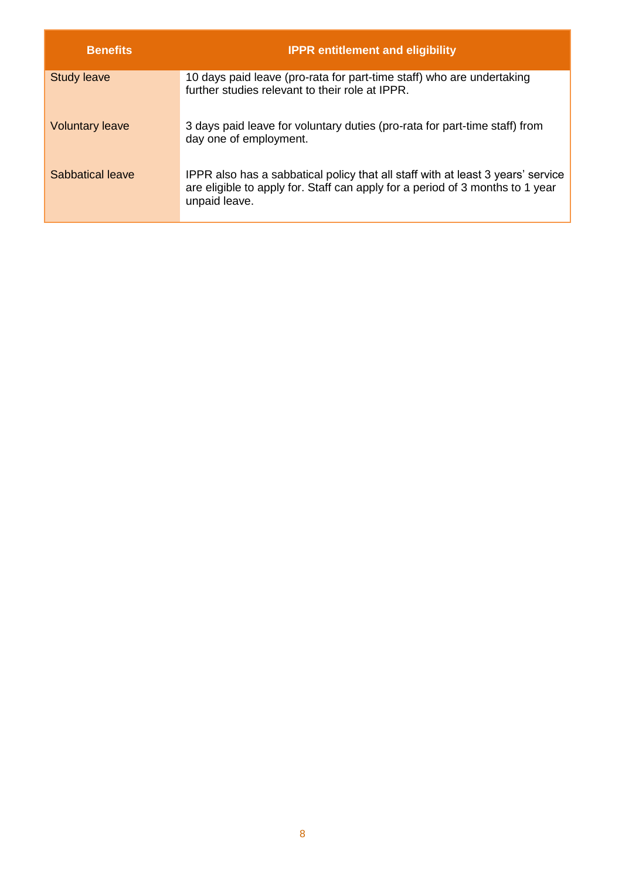| Benefits | IPPR entitlement and eligibility |
|---|---|
| Study leave | 10 days paid leave (pro-rata for part-time staff) who are undertaking further studies relevant to their role at IPPR. |
| Voluntary leave | 3 days paid leave for voluntary duties (pro-rata for part-time staff) from day one of employment. |
| Sabbatical leave | IPPR also has a sabbatical policy that all staff with at least 3 years' service are eligible to apply for. Staff can apply for a period of 3 months to 1 year unpaid leave. |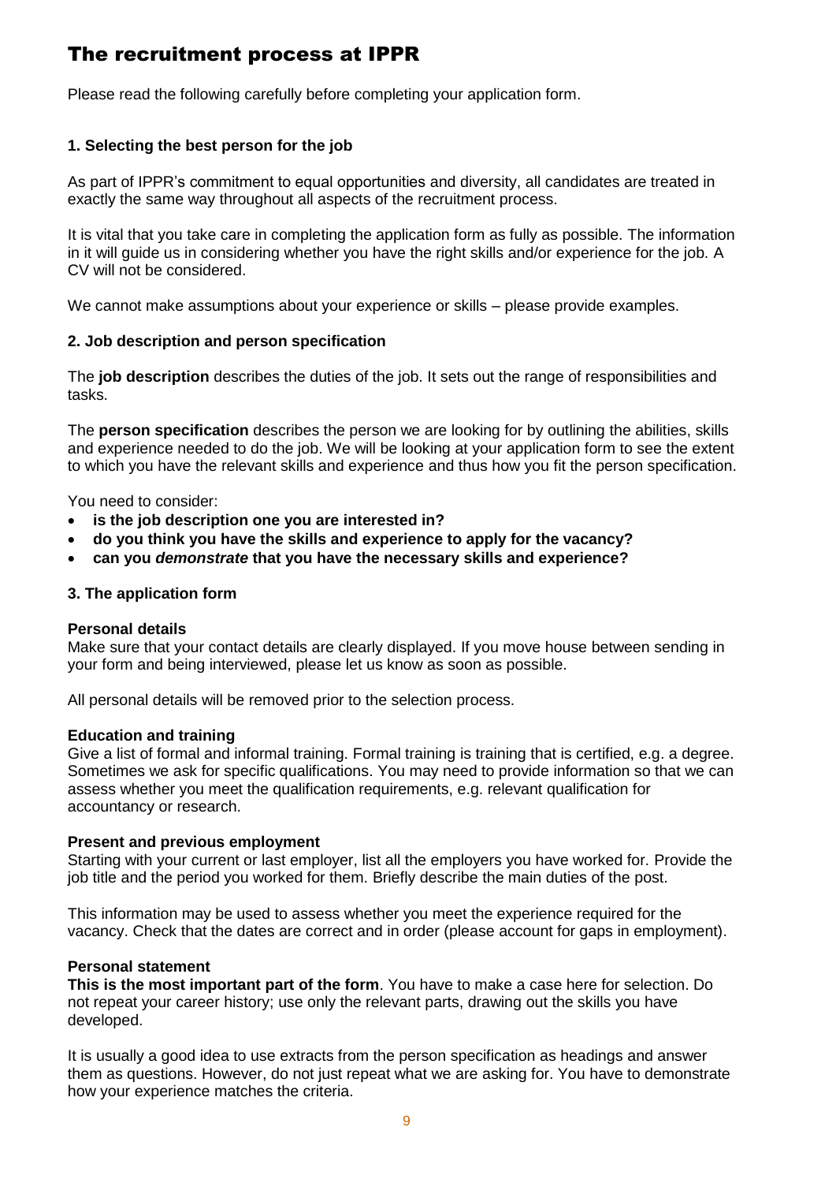# The recruitment process at IPPR

Please read the following carefully before completing your application form.

### 1. Selecting the best person for the job

As part of IPPR's commitment to equal opportunities and diversity, all candidates are treated in exactly the same way throughout all aspects of the recruitment process.

It is vital that you take care in completing the application form as fully as possible. The information in it will guide us in considering whether you have the right skills and/or experience for the job. A CV will not be considered.

We cannot make assumptions about your experience or skills – please provide examples.

### 2. Job description and person specification

The **job description** describes the duties of the job. It sets out the range of responsibilities and tasks.

The **person specification** describes the person we are looking for by outlining the abilities, skills and experience needed to do the job. We will be looking at your application form to see the extent to which you have the relevant skills and experience and thus how you fit the person specification.

You need to consider:

- **is the job description one you are interested in?**
- **do you think you have the skills and experience to apply for the vacancy?**
- **can you *demonstrate* that you have the necessary skills and experience?**

### 3. The application form

**Personal details**
Make sure that your contact details are clearly displayed. If you move house between sending in your form and being interviewed, please let us know as soon as possible.

All personal details will be removed prior to the selection process.

**Education and training**
Give a list of formal and informal training. Formal training is training that is certified, e.g. a degree. Sometimes we ask for specific qualifications. You may need to provide information so that we can assess whether you meet the qualification requirements, e.g. relevant qualification for accountancy or research.

**Present and previous employment**
Starting with your current or last employer, list all the employers you have worked for. Provide the job title and the period you worked for them. Briefly describe the main duties of the post.

This information may be used to assess whether you meet the experience required for the vacancy. Check that the dates are correct and in order (please account for gaps in employment).

**Personal statement**
**This is the most important part of the form**. You have to make a case here for selection. Do not repeat your career history; use only the relevant parts, drawing out the skills you have developed.

It is usually a good idea to use extracts from the person specification as headings and answer them as questions. However, do not just repeat what we are asking for. You have to demonstrate how your experience matches the criteria.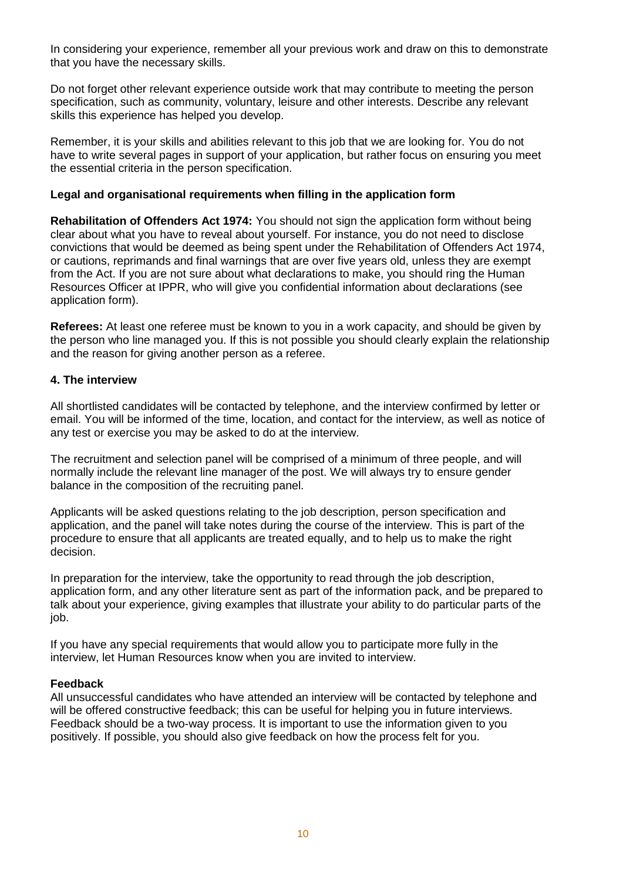In considering your experience, remember all your previous work and draw on this to demonstrate that you have the necessary skills.

Do not forget other relevant experience outside work that may contribute to meeting the person specification, such as community, voluntary, leisure and other interests. Describe any relevant skills this experience has helped you develop.

Remember, it is your skills and abilities relevant to this job that we are looking for. You do not have to write several pages in support of your application, but rather focus on ensuring you meet the essential criteria in the person specification.

**Legal and organisational requirements when filling in the application form**

**Rehabilitation of Offenders Act 1974:** You should not sign the application form without being clear about what you have to reveal about yourself. For instance, you do not need to disclose convictions that would be deemed as being spent under the Rehabilitation of Offenders Act 1974, or cautions, reprimands and final warnings that are over five years old, unless they are exempt from the Act. If you are not sure about what declarations to make, you should ring the Human Resources Officer at IPPR, who will give you confidential information about declarations (see application form).

**Referees:** At least one referee must be known to you in a work capacity, and should be given by the person who line managed you. If this is not possible you should clearly explain the relationship and the reason for giving another person as a referee.

## 4. The interview

All shortlisted candidates will be contacted by telephone, and the interview confirmed by letter or email. You will be informed of the time, location, and contact for the interview, as well as notice of any test or exercise you may be asked to do at the interview.

The recruitment and selection panel will be comprised of a minimum of three people, and will normally include the relevant line manager of the post. We will always try to ensure gender balance in the composition of the recruiting panel.

Applicants will be asked questions relating to the job description, person specification and application, and the panel will take notes during the course of the interview. This is part of the procedure to ensure that all applicants are treated equally, and to help us to make the right decision.

In preparation for the interview, take the opportunity to read through the job description, application form, and any other literature sent as part of the information pack, and be prepared to talk about your experience, giving examples that illustrate your ability to do particular parts of the job.

If you have any special requirements that would allow you to participate more fully in the interview, let Human Resources know when you are invited to interview.

**Feedback**

All unsuccessful candidates who have attended an interview will be contacted by telephone and will be offered constructive feedback; this can be useful for helping you in future interviews. Feedback should be a two-way process. It is important to use the information given to you positively. If possible, you should also give feedback on how the process felt for you.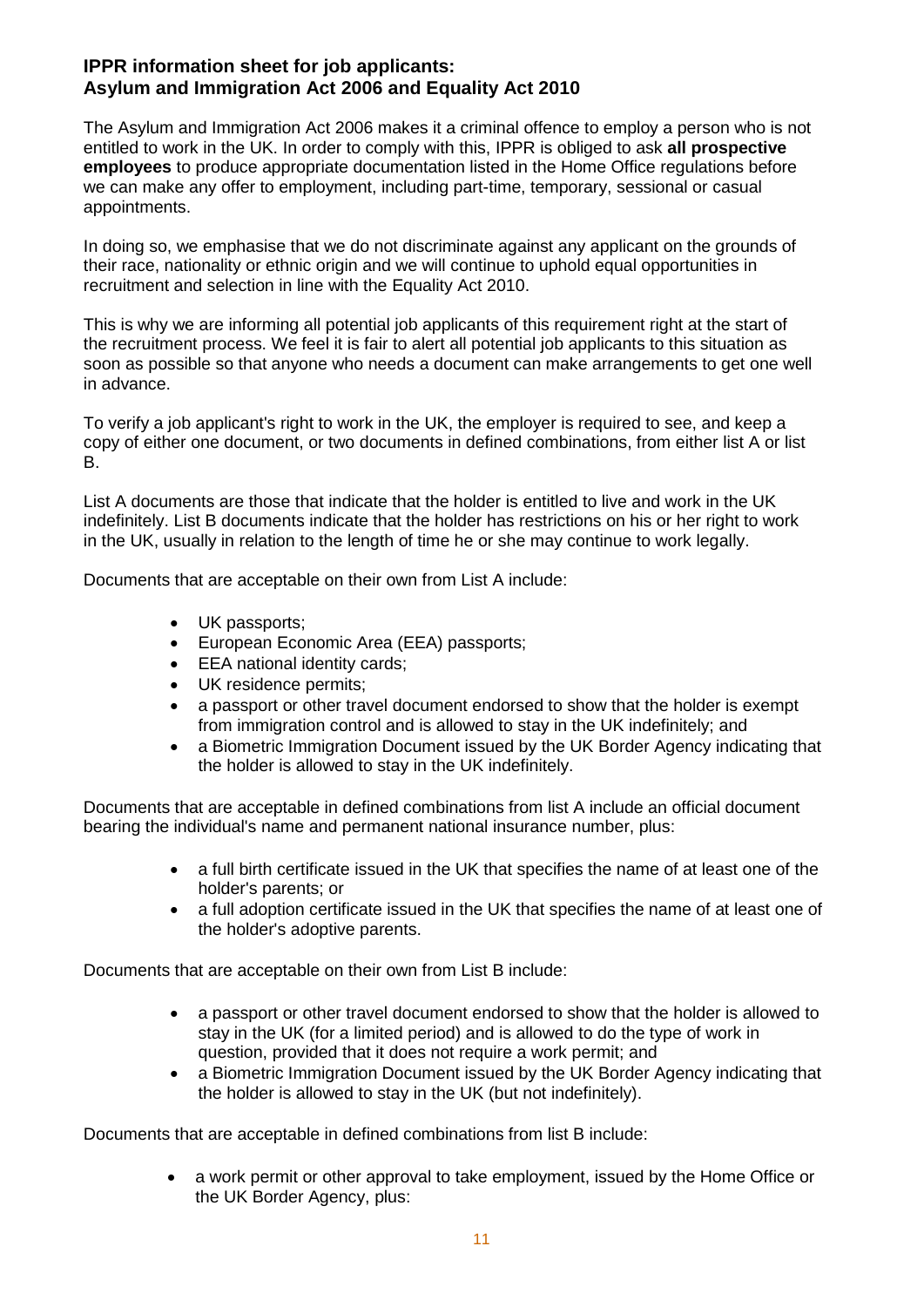## IPPR information sheet for job applicants: Asylum and Immigration Act 2006 and Equality Act 2010

The Asylum and Immigration Act 2006 makes it a criminal offence to employ a person who is not entitled to work in the UK. In order to comply with this, IPPR is obliged to ask **all prospective employees** to produce appropriate documentation listed in the Home Office regulations before we can make any offer to employment, including part-time, temporary, sessional or casual appointments.

In doing so, we emphasise that we do not discriminate against any applicant on the grounds of their race, nationality or ethnic origin and we will continue to uphold equal opportunities in recruitment and selection in line with the Equality Act 2010.

This is why we are informing all potential job applicants of this requirement right at the start of the recruitment process. We feel it is fair to alert all potential job applicants to this situation as soon as possible so that anyone who needs a document can make arrangements to get one well in advance.

To verify a job applicant's right to work in the UK, the employer is required to see, and keep a copy of either one document, or two documents in defined combinations, from either list A or list B.

List A documents are those that indicate that the holder is entitled to live and work in the UK indefinitely. List B documents indicate that the holder has restrictions on his or her right to work in the UK, usually in relation to the length of time he or she may continue to work legally.

Documents that are acceptable on their own from List A include:

- UK passports;
- European Economic Area (EEA) passports;
- EEA national identity cards;
- UK residence permits;
- a passport or other travel document endorsed to show that the holder is exempt from immigration control and is allowed to stay in the UK indefinitely; and
- a Biometric Immigration Document issued by the UK Border Agency indicating that the holder is allowed to stay in the UK indefinitely.

Documents that are acceptable in defined combinations from list A include an official document bearing the individual's name and permanent national insurance number, plus:

- a full birth certificate issued in the UK that specifies the name of at least one of the holder's parents; or
- a full adoption certificate issued in the UK that specifies the name of at least one of the holder's adoptive parents.

Documents that are acceptable on their own from List B include:

- a passport or other travel document endorsed to show that the holder is allowed to stay in the UK (for a limited period) and is allowed to do the type of work in question, provided that it does not require a work permit; and
- a Biometric Immigration Document issued by the UK Border Agency indicating that the holder is allowed to stay in the UK (but not indefinitely).

Documents that are acceptable in defined combinations from list B include:

- a work permit or other approval to take employment, issued by the Home Office or the UK Border Agency, plus: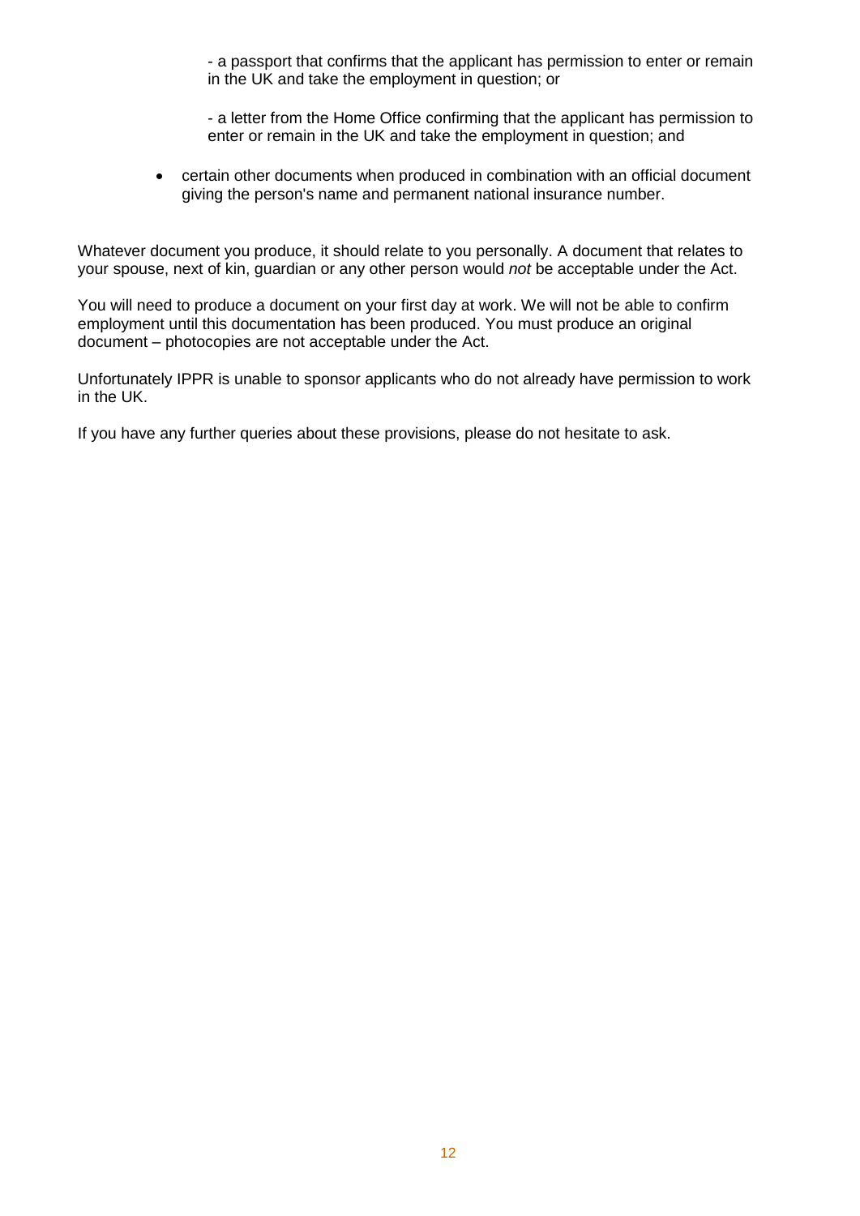- a passport that confirms that the applicant has permission to enter or remain in the UK and take the employment in question; or

  - a letter from the Home Office confirming that the applicant has permission to enter or remain in the UK and take the employment in question; and

- certain other documents when produced in combination with an official document giving the person's name and permanent national insurance number.

Whatever document you produce, it should relate to you personally. A document that relates to your spouse, next of kin, guardian or any other person would *not* be acceptable under the Act.

You will need to produce a document on your first day at work. We will not be able to confirm employment until this documentation has been produced. You must produce an original document – photocopies are not acceptable under the Act.

Unfortunately IPPR is unable to sponsor applicants who do not already have permission to work in the UK.

If you have any further queries about these provisions, please do not hesitate to ask.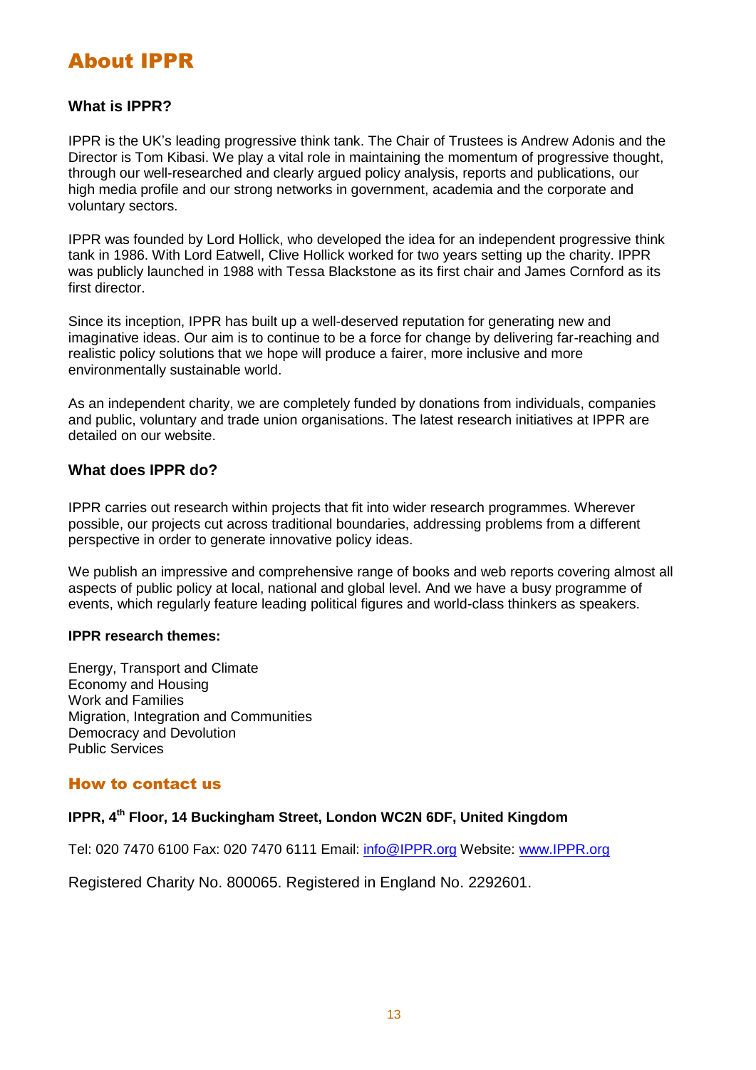# About IPPR

### What is IPPR?

IPPR is the UK's leading progressive think tank. The Chair of Trustees is Andrew Adonis and the Director is Tom Kibasi. We play a vital role in maintaining the momentum of progressive thought, through our well-researched and clearly argued policy analysis, reports and publications, our high media profile and our strong networks in government, academia and the corporate and voluntary sectors.

IPPR was founded by Lord Hollick, who developed the idea for an independent progressive think tank in 1986. With Lord Eatwell, Clive Hollick worked for two years setting up the charity. IPPR was publicly launched in 1988 with Tessa Blackstone as its first chair and James Cornford as its first director.

Since its inception, IPPR has built up a well-deserved reputation for generating new and imaginative ideas. Our aim is to continue to be a force for change by delivering far-reaching and realistic policy solutions that we hope will produce a fairer, more inclusive and more environmentally sustainable world.

As an independent charity, we are completely funded by donations from individuals, companies and public, voluntary and trade union organisations. The latest research initiatives at IPPR are detailed on our website.

### What does IPPR do?

IPPR carries out research within projects that fit into wider research programmes. Wherever possible, our projects cut across traditional boundaries, addressing problems from a different perspective in order to generate innovative policy ideas.

We publish an impressive and comprehensive range of books and web reports covering almost all aspects of public policy at local, national and global level. And we have a busy programme of events, which regularly feature leading political figures and world-class thinkers as speakers.

**IPPR research themes:**

Energy, Transport and Climate
Economy and Housing
Work and Families
Migration, Integration and Communities
Democracy and Devolution
Public Services

## How to contact us

**IPPR, 4th Floor, 14 Buckingham Street, London WC2N 6DF, United Kingdom**

Tel: 020 7470 6100 Fax: 020 7470 6111 Email: info@IPPR.org Website: www.IPPR.org

Registered Charity No. 800065. Registered in England No. 2292601.